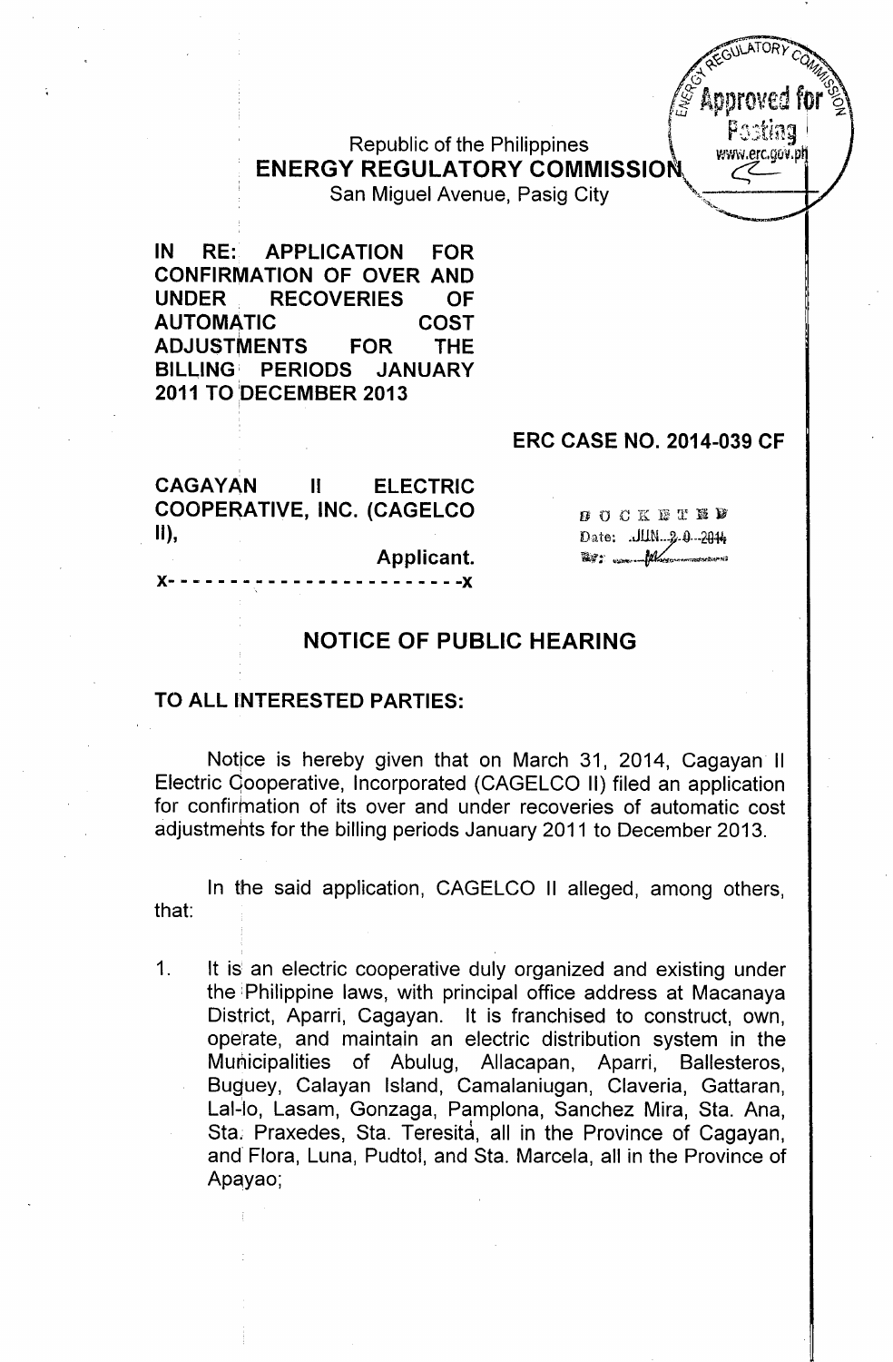Republic of the Philippines
**ENERGY REGULATORY COMMISSION**
San Miguel Avenue, Pasig City

**IN RE: APPLICATION FOR CONFIRMATION OF OVER AND UNDER RECOVERIES OF AUTOMATIC COST ADJUSTMENTS FOR THE BILLING PERIODS JANUARY 2011 TO DECEMBER 2013**

**ERC CASE NO. 2014-039 CF**

**CAGAYAN II ELECTRIC COOPERATIVE, INC. (CAGELCO II),**
**Applicant.**
x- - - - - - - - - - - - - - - - - - - - - - - - -x

DOCKETED
Date: JUN 20 2014
By: 

## NOTICE OF PUBLIC HEARING

**TO ALL INTERESTED PARTIES:**

Notice is hereby given that on March 31, 2014, Cagayan II Electric Cooperative, Incorporated (CAGELCO II) filed an application for confirmation of its over and under recoveries of automatic cost adjustments for the billing periods January 2011 to December 2013.

In the said application, CAGELCO II alleged, among others, that:

1. It is an electric cooperative duly organized and existing under the Philippine laws, with principal office address at Macanaya District, Aparri, Cagayan. It is franchised to construct, own, operate, and maintain an electric distribution system in the Municipalities of Abulug, Allacapan, Aparri, Ballesteros, Buguey, Calayan Island, Camalaniugan, Claveria, Gattaran, Lal-lo, Lasam, Gonzaga, Pamplona, Sanchez Mira, Sta. Ana, Sta. Praxedes, Sta. Teresita, all in the Province of Cagayan, and Flora, Luna, Pudtol, and Sta. Marcela, all in the Province of Apayao;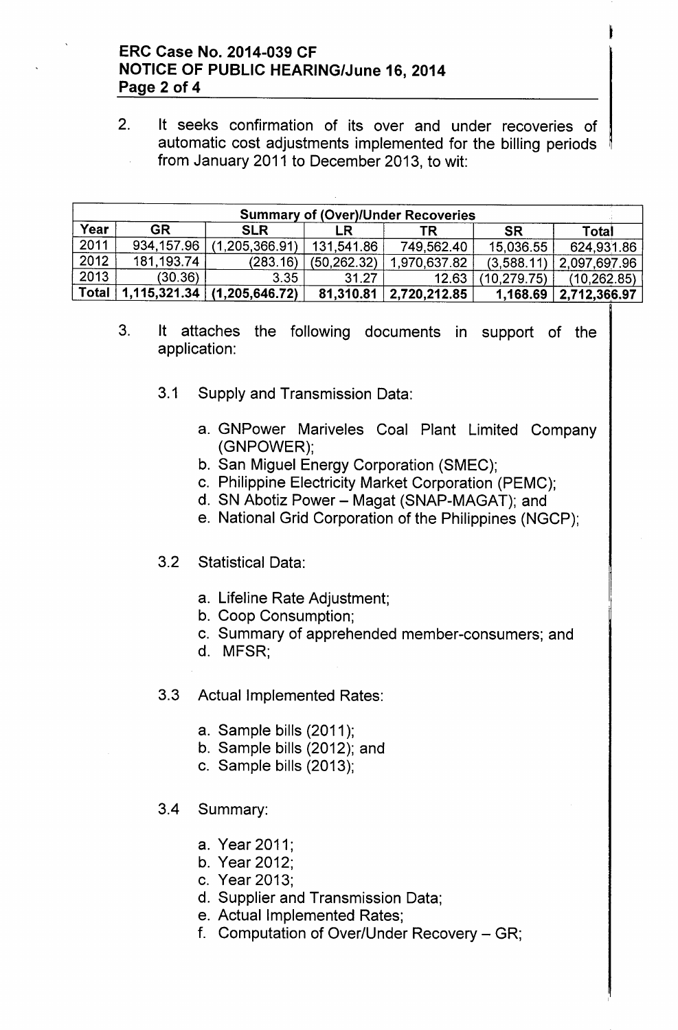2. It seeks confirmation of its over and under recoveries of automatic cost adjustments implemented for the billing periods from January 2011 to December 2013, to wit:

| Summary of (Over)/Under Recoveries | | | | | | |
|---|---|---|---|---|---|---|
| **Year** | **GR** | **SLR** | **LR** | **TR** | **SR** | **Total** |
| 2011 | 934,157.96 | (1,205,366.91) | 131,541.86 | 749,562.40 | 15,036.55 | 624,931.86 |
| 2012 | 181,193.74 | (283.16) | (50,262.32) | 1,970,637.82 | (3,588.11) | 2,097,697.96 |
| 2013 | (30.36) | 3.35 | 31.27 | 12.63 | (10,279.75) | (10,262.85) |
| **Total** | **1,115,321.34** | **(1,205,646.72)** | **81,310.81** | **2,720,212.85** | **1,168.69** | **2,712,366.97** |

3. It attaches the following documents in support of the application:

   3.1 Supply and Transmission Data:

   a. GNPower Mariveles Coal Plant Limited Company (GNPOWER);
   b. San Miguel Energy Corporation (SMEC);
   c. Philippine Electricity Market Corporation (PEMC);
   d. SN Abotiz Power – Magat (SNAP-MAGAT); and
   e. National Grid Corporation of the Philippines (NGCP);

   3.2 Statistical Data:

   a. Lifeline Rate Adjustment;
   b. Coop Consumption;
   c. Summary of apprehended member-consumers; and
   d. MFSR;

   3.3 Actual Implemented Rates:

   a. Sample bills (2011);
   b. Sample bills (2012); and
   c. Sample bills (2013);

   3.4 Summary:

   a. Year 2011;
   b. Year 2012;
   c. Year 2013;
   d. Supplier and Transmission Data;
   e. Actual Implemented Rates;
   f. Computation of Over/Under Recovery – GR;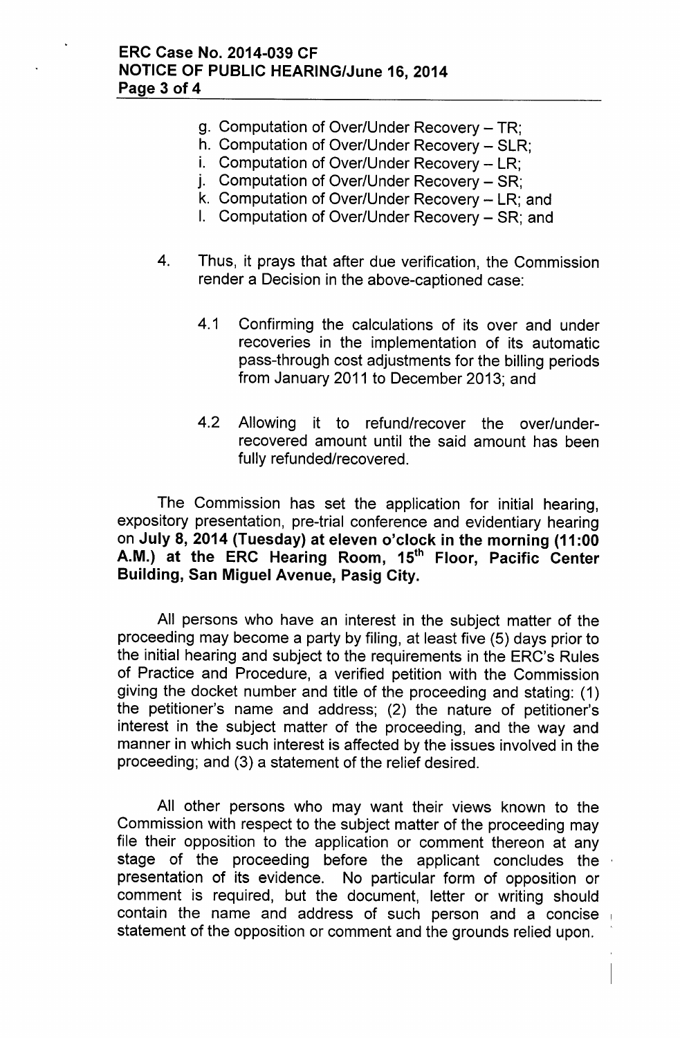g. Computation of Over/Under Recovery – TR;
h. Computation of Over/Under Recovery – SLR;
i. Computation of Over/Under Recovery – LR;
j. Computation of Over/Under Recovery – SR;
k. Computation of Over/Under Recovery – LR; and
l. Computation of Over/Under Recovery – SR; and

4. Thus, it prays that after due verification, the Commission render a Decision in the above-captioned case:

   4.1 Confirming the calculations of its over and under recoveries in the implementation of its automatic pass-through cost adjustments for the billing periods from January 2011 to December 2013; and

   4.2 Allowing it to refund/recover the over/under-recovered amount until the said amount has been fully refunded/recovered.

The Commission has set the application for initial hearing, expository presentation, pre-trial conference and evidentiary hearing on **July 8, 2014 (Tuesday) at eleven o'clock in the morning (11:00 A.M.) at the ERC Hearing Room, 15th Floor, Pacific Center Building, San Miguel Avenue, Pasig City.**

All persons who have an interest in the subject matter of the proceeding may become a party by filing, at least five (5) days prior to the initial hearing and subject to the requirements in the ERC's Rules of Practice and Procedure, a verified petition with the Commission giving the docket number and title of the proceeding and stating: (1) the petitioner's name and address; (2) the nature of petitioner's interest in the subject matter of the proceeding, and the way and manner in which such interest is affected by the issues involved in the proceeding; and (3) a statement of the relief desired.

All other persons who may want their views known to the Commission with respect to the subject matter of the proceeding may file their opposition to the application or comment thereon at any stage of the proceeding before the applicant concludes the presentation of its evidence. No particular form of opposition or comment is required, but the document, letter or writing should contain the name and address of such person and a concise statement of the opposition or comment and the grounds relied upon.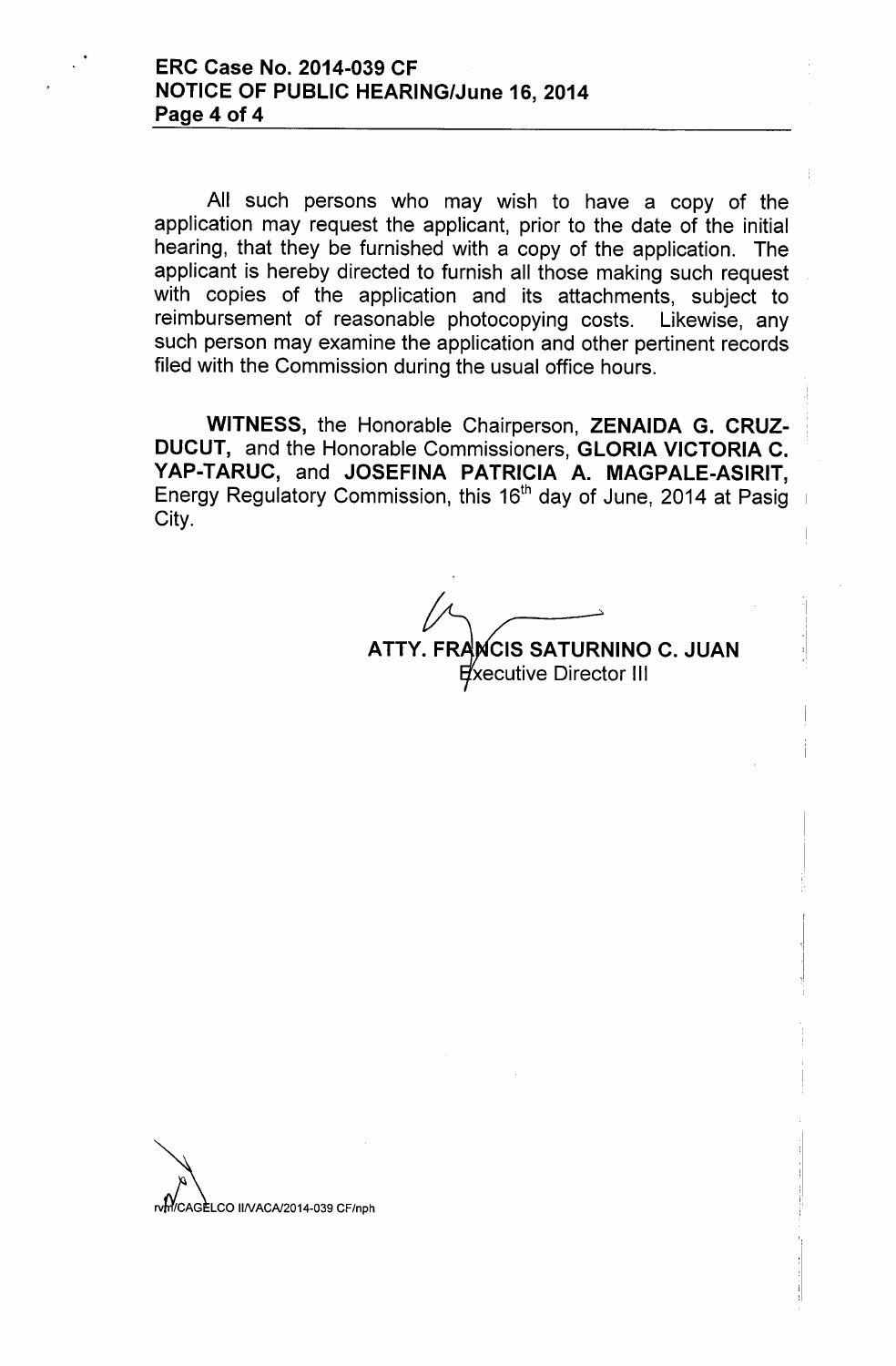All such persons who may wish to have a copy of the application may request the applicant, prior to the date of the initial hearing, that they be furnished with a copy of the application. The applicant is hereby directed to furnish all those making such request with copies of the application and its attachments, subject to reimbursement of reasonable photocopying costs. Likewise, any such person may examine the application and other pertinent records filed with the Commission during the usual office hours.

**WITNESS,** the Honorable Chairperson, **ZENAIDA G. CRUZ-DUCUT,** and the Honorable Commissioners, **GLORIA VICTORIA C. YAP-TARUC,** and **JOSEFINA PATRICIA A. MAGPALE-ASIRIT,** Energy Regulatory Commission, this 16th day of June, 2014 at Pasig City.

**ATTY. FRANCIS SATURNINO C. JUAN**
Executive Director III

rvh/CAGELCO II/VACA/2014-039 CF/nph